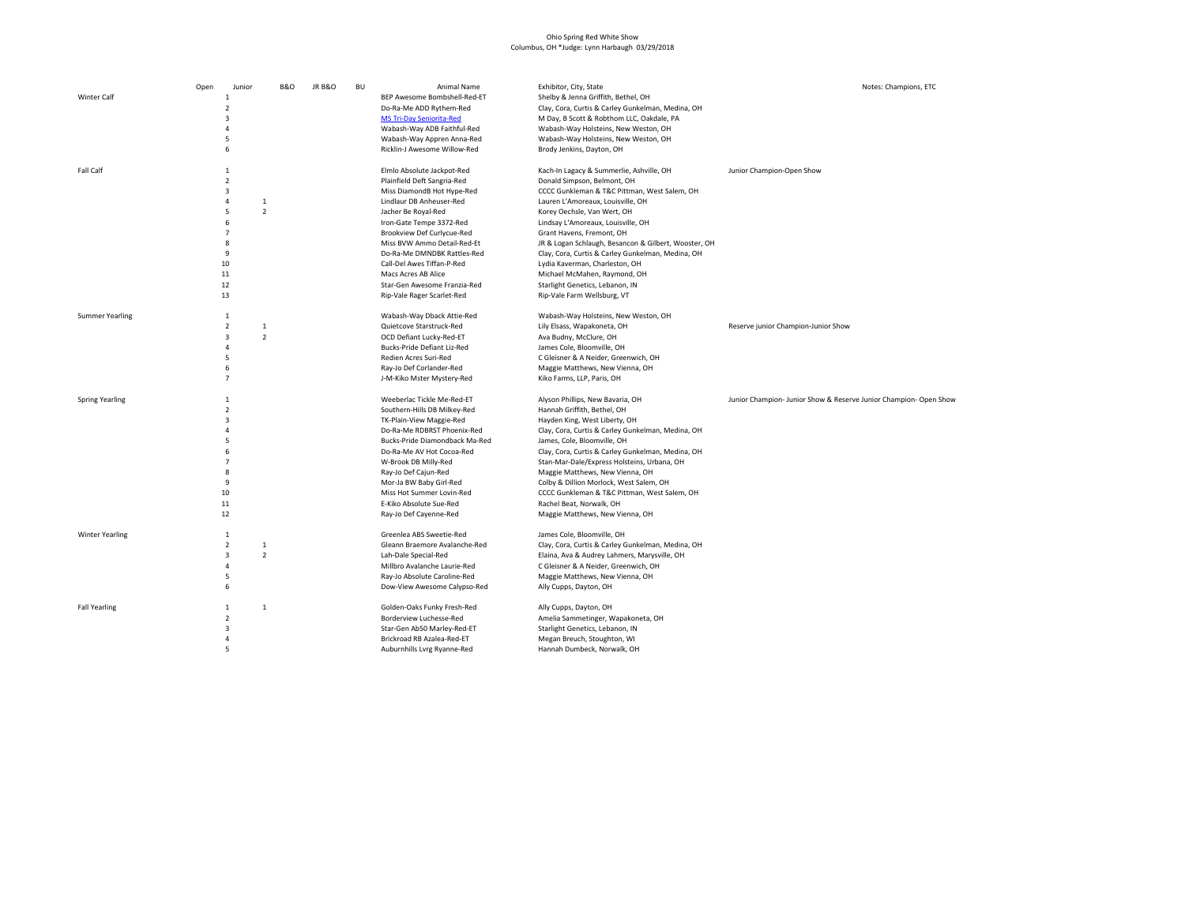Ohio Spring Red White Show
Columbus, OH *Judge: Lynn Harbaugh 03/29/2018

| | Open | Junior | B&O | JR B&O | BU | Animal Name | Exhibitor, City, State | Notes: Champions, ETC |
|---|---|---|---|---|---|---|---|---|
| Winter Calf | 1 | | | | | BEP Awesome Bombshell-Red-ET | Shelby & Jenna Griffith, Bethel, OH | |
| | 2 | | | | | Do-Ra-Me ADD Rythem-Red | Clay, Cora, Curtis & Carley Gunkelman, Medina, OH | |
| | 3 | | | | | MS Tri-Day Seniorita-Red | M Day, B Scott & Robthom LLC, Oakdale, PA | |
| | 4 | | | | | Wabash-Way ADB Faithful-Red | Wabash-Way Holsteins, New Weston, OH | |
| | 5 | | | | | Wabash-Way Appren Anna-Red | Wabash-Way Holsteins, New Weston, OH | |
| | 6 | | | | | Ricklin-J Awesome Willow-Red | Brody Jenkins, Dayton, OH | |
| Fall Calf | 1 | | | | | Elmlo Absolute Jackpot-Red | Kach-In Lagacy & Summerlie, Ashville, OH | Junior Champion-Open Show |
| | 2 | | | | | Plainfield Deft Sangria-Red | Donald Simpson, Belmont, OH | |
| | 3 | | | | | Miss DiamondB Hot Hype-Red | CCCC Gunkleman & T&C Pittman, West Salem, OH | |
| | 4 | 1 | | | | Lindlaur DB Anheuser-Red | Lauren L'Amoreaux, Louisville, OH | |
| | 5 | 2 | | | | Jacher Be Royal-Red | Korey Oechsle, Van Wert, OH | |
| | 6 | | | | | Iron-Gate Tempe 3372-Red | Lindsay L'Amoreaux, Louisville, OH | |
| | 7 | | | | | Brookview Def Curlycue-Red | Grant Havens, Fremont, OH | |
| | 8 | | | | | Miss BVW Ammo Detail-Red-Et | JR & Logan Schlaugh, Besancon & Gilbert, Wooster, OH | |
| | 9 | | | | | Do-Ra-Me DMNDBK Rattles-Red | Clay, Cora, Curtis & Carley Gunkelman, Medina, OH | |
| | 10 | | | | | Call-Del Awes Tiffan-P-Red | Lydia Kaverman, Charleston, OH | |
| | 11 | | | | | Macs Acres AB Alice | Michael McMahen, Raymond, OH | |
| | 12 | | | | | Star-Gen Awesome Franzia-Red | Starlight Genetics, Lebanon, IN | |
| | 13 | | | | | Rip-Vale Rager Scarlet-Red | Rip-Vale Farm Wellsburg, VT | |
| Summer Yearling | 1 | | | | | Wabash-Way Dback Attie-Red | Wabash-Way Holsteins, New Weston, OH | |
| | 2 | 1 | | | | Quietcove Starstruck-Red | Lily Elsass, Wapakoneta, OH | Reserve junior Champion-Junior Show |
| | 3 | 2 | | | | OCD Defiant Lucky-Red-ET | Ava Budny, McClure, OH | |
| | 4 | | | | | Bucks-Pride Defiant Liz-Red | James Cole, Bloomville, OH | |
| | 5 | | | | | Redien Acres Suri-Red | C Gleisner & A Neider, Greenwich, OH | |
| | 6 | | | | | Ray-Jo Def Corlander-Red | Maggie Matthews, New Vienna, OH | |
| | 7 | | | | | J-M-Kiko Mster Mystery-Red | Kiko Farms, LLP, Paris, OH | |
| Spring Yearling | 1 | | | | | Weeberlac Tickle Me-Red-ET | Alyson Phillips, New Bavaria, OH | Junior Champion- Junior Show & Reserve Junior Champion- Open Show |
| | 2 | | | | | Southern-Hills DB Milkey-Red | Hannah Griffith, Bethel, OH | |
| | 3 | | | | | TK-Plain-View Maggie-Red | Hayden King, West Liberty, OH | |
| | 4 | | | | | Do-Ra-Me RDBRST Phoenix-Red | Clay, Cora, Curtis & Carley Gunkelman, Medina, OH | |
| | 5 | | | | | Bucks-Pride Diamondback Ma-Red | James, Cole, Bloomville, OH | |
| | 6 | | | | | Do-Ra-Me AV Hot Cocoa-Red | Clay, Cora, Curtis & Carley Gunkelman, Medina, OH | |
| | 7 | | | | | W-Brook DB Milly-Red | Stan-Mar-Dale/Express Holsteins, Urbana, OH | |
| | 8 | | | | | Ray-Jo Def Cajun-Red | Maggie Matthews, New Vienna, OH | |
| | 9 | | | | | Mor-Ja BW Baby Girl-Red | Colby & Dillion Morlock, West Salem, OH | |
| | 10 | | | | | Miss Hot Summer Lovin-Red | CCCC Gunkleman & T&C Pittman, West Salem, OH | |
| | 11 | | | | | E-Kiko Absolute Sue-Red | Rachel Beat, Norwalk, OH | |
| | 12 | | | | | Ray-Jo Def Cayenne-Red | Maggie Matthews, New Vienna, OH | |
| Winter Yearling | 1 | | | | | Greenlea ABS Sweetie-Red | James Cole, Bloomville, OH | |
| | 2 | 1 | | | | Gleann Braemore Avalanche-Red | Clay, Cora, Curtis & Carley Gunkelman, Medina, OH | |
| | 3 | 2 | | | | Lah-Dale Special-Red | Elaina, Ava & Audrey Lahmers, Marysville, OH | |
| | 4 | | | | | Millbro Avalanche Laurie-Red | C Gleisner & A Neider, Greenwich, OH | |
| | 5 | | | | | Ray-Jo Absolute Caroline-Red | Maggie Matthews, New Vienna, OH | |
| | 6 | | | | | Dow-View Awesome Calypso-Red | Ally Cupps, Dayton, OH | |
| Fall Yearling | 1 | 1 | | | | Golden-Oaks Funky Fresh-Red | Ally Cupps, Dayton, OH | |
| | 2 | | | | | Borderview Luchesse-Red | Amelia Sammetinger, Wapakoneta, OH | |
| | 3 | | | | | Star-Gen Ab50 Marley-Red-ET | Starlight Genetics, Lebanon, IN | |
| | 4 | | | | | Brickroad RB Azalea-Red-ET | Megan Breuch, Stoughton, WI | |
| | 5 | | | | | Auburnhills Lvrg Ryanne-Red | Hannah Dumbeck, Norwalk, OH | |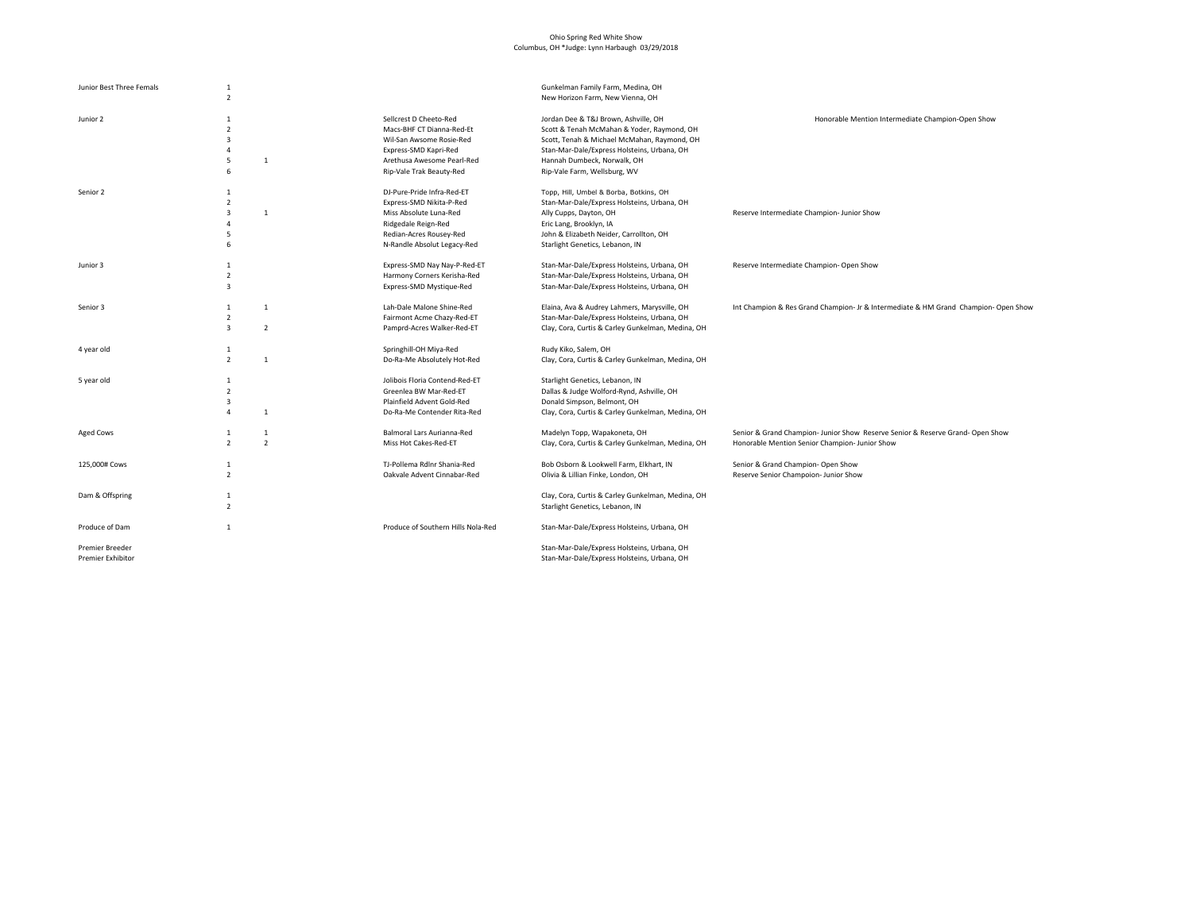Ohio Spring Red White Show
Columbus, OH *Judge: Lynn Harbaugh 03/29/2018

| | | | | | |
|---|---|---|---|---|---|
| Junior Best Three Femals | 1 | | | Gunkelman Family Farm, Medina, OH | |
| | 2 | | | New Horizon Farm, New Vienna, OH | |
| Junior 2 | 1 | | Sellcrest D Cheeto-Red | Jordan Dee & T&J Brown, Ashville, OH | Honorable Mention Intermediate Champion-Open Show |
| | 2 | | Macs-BHF CT Dianna-Red-Et | Scott & Tenah McMahan & Yoder, Raymond, OH | |
| | 3 | | Wil-San Awsome Rosie-Red | Scott, Tenah & Michael McMahan, Raymond, OH | |
| | 4 | | Express-SMD Kapri-Red | Stan-Mar-Dale/Express Holsteins, Urbana, OH | |
| | 5 | 1 | Arethusa Awesome Pearl-Red | Hannah Dumbeck, Norwalk, OH | |
| | 6 | | Rip-Vale Trak Beauty-Red | Rip-Vale Farm, Wellsburg, WV | |
| Senior 2 | 1 | | DJ-Pure-Pride Infra-Red-ET | Topp, Hill, Umbel & Borba, Botkins, OH | |
| | 2 | | Express-SMD Nikita-P-Red | Stan-Mar-Dale/Express Holsteins, Urbana, OH | |
| | 3 | 1 | Miss Absolute Luna-Red | Ally Cupps, Dayton, OH | Reserve Intermediate Champion- Junior Show |
| | 4 | | Ridgedale Reign-Red | Eric Lang, Brooklyn, IA | |
| | 5 | | Redian-Acres Rousey-Red | John & Elizabeth Neider, Carrollton, OH | |
| | 6 | | N-Randle Absolut Legacy-Red | Starlight Genetics, Lebanon, IN | |
| Junior 3 | 1 | | Express-SMD Nay Nay-P-Red-ET | Stan-Mar-Dale/Express Holsteins, Urbana, OH | Reserve Intermediate Champion- Open Show |
| | 2 | | Harmony Corners Kerisha-Red | Stan-Mar-Dale/Express Holsteins, Urbana, OH | |
| | 3 | | Express-SMD Mystique-Red | Stan-Mar-Dale/Express Holsteins, Urbana, OH | |
| Senior 3 | 1 | 1 | Lah-Dale Malone Shine-Red | Elaina, Ava & Audrey Lahmers, Marysville, OH | Int Champion & Res Grand Champion- Jr & Intermediate & HM Grand Champion- Open Show |
| | 2 | | Fairmont Acme Chazy-Red-ET | Stan-Mar-Dale/Express Holsteins, Urbana, OH | |
| | 3 | 2 | Pamprd-Acres Walker-Red-ET | Clay, Cora, Curtis & Carley Gunkelman, Medina, OH | |
| 4 year old | 1 | | Springhill-OH Miya-Red | Rudy Kiko, Salem, OH | |
| | 2 | 1 | Do-Ra-Me Absolutely Hot-Red | Clay, Cora, Curtis & Carley Gunkelman, Medina, OH | |
| 5 year old | 1 | | Jolibois Floria Contend-Red-ET | Starlight Genetics, Lebanon, IN | |
| | 2 | | Greenlea BW Mar-Red-ET | Dallas & Judge Wolford-Rynd, Ashville, OH | |
| | 3 | | Plainfield Advent Gold-Red | Donald Simpson, Belmont, OH | |
| | 4 | 1 | Do-Ra-Me Contender Rita-Red | Clay, Cora, Curtis & Carley Gunkelman, Medina, OH | |
| Aged Cows | 1 | 1 | Balmoral Lars Aurianna-Red | Madelyn Topp, Wapakoneta, OH | Senior & Grand Champion- Junior Show Reserve Senior & Reserve Grand- Open Show |
| | 2 | 2 | Miss Hot Cakes-Red-ET | Clay, Cora, Curtis & Carley Gunkelman, Medina, OH | Honorable Mention Senior Champion- Junior Show |
| 125,000# Cows | 1 | | TJ-Pollema Rdlnr Shania-Red | Bob Osborn & Lookwell Farm, Elkhart, IN | Senior & Grand Champion- Open Show |
| | 2 | | Oakvale Advent Cinnabar-Red | Olivia & Lillian Finke, London, OH | Reserve Senior Champoion- Junior Show |
| Dam & Offspring | 1 | | | Clay, Cora, Curtis & Carley Gunkelman, Medina, OH | |
| | 2 | | | Starlight Genetics, Lebanon, IN | |
| Produce of Dam | 1 | | Produce of Southern Hills Nola-Red | Stan-Mar-Dale/Express Holsteins, Urbana, OH | |
| Premier Breeder | | | | Stan-Mar-Dale/Express Holsteins, Urbana, OH | |
| Premier Exhibitor | | | | Stan-Mar-Dale/Express Holsteins, Urbana, OH | |